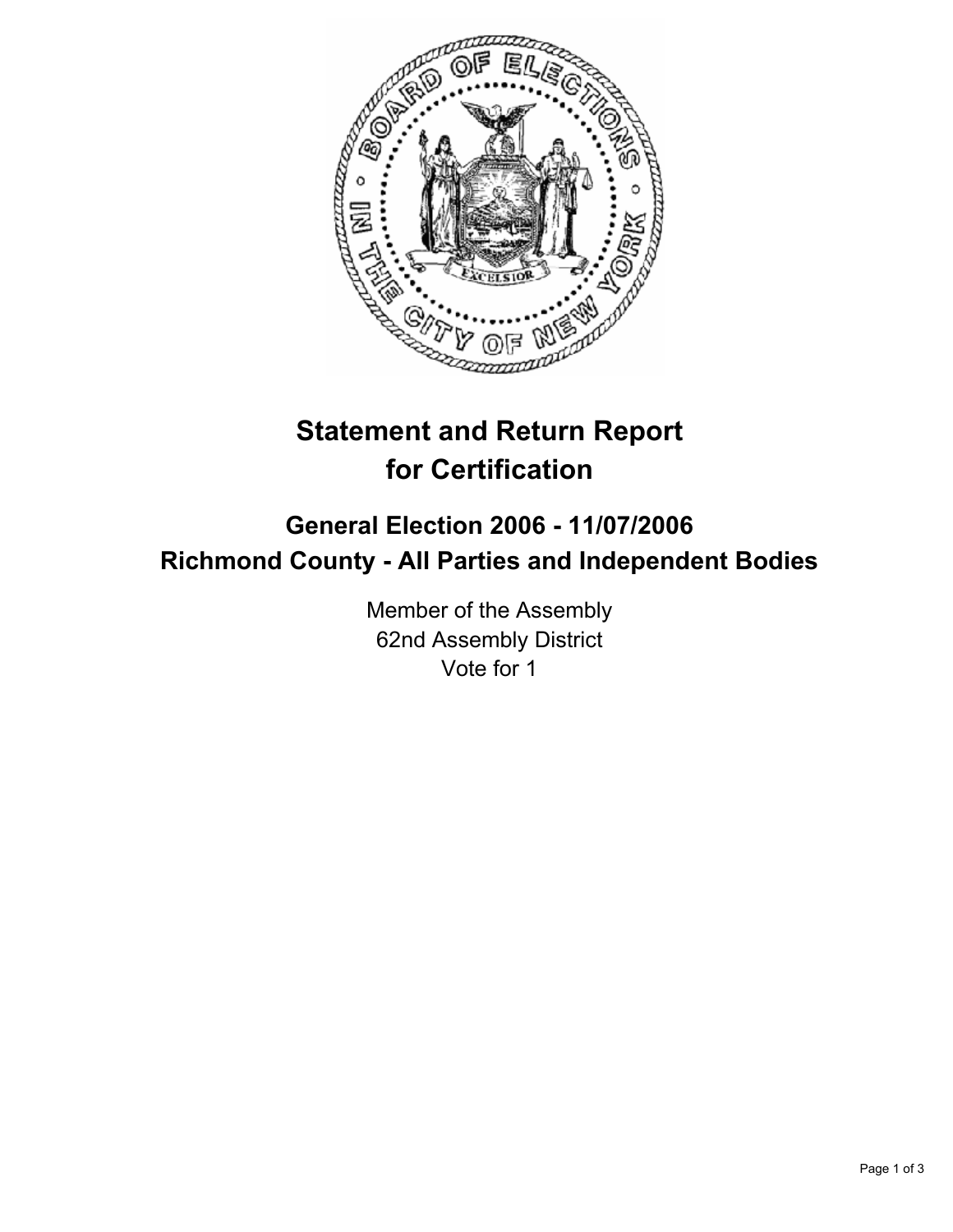# Statement and Return Report for Certification

## General Election 2006 - 11/07/2006

## Richmond County - All Parties and Independent Bodies

Member of the Assembly
62nd Assembly District
Vote for 1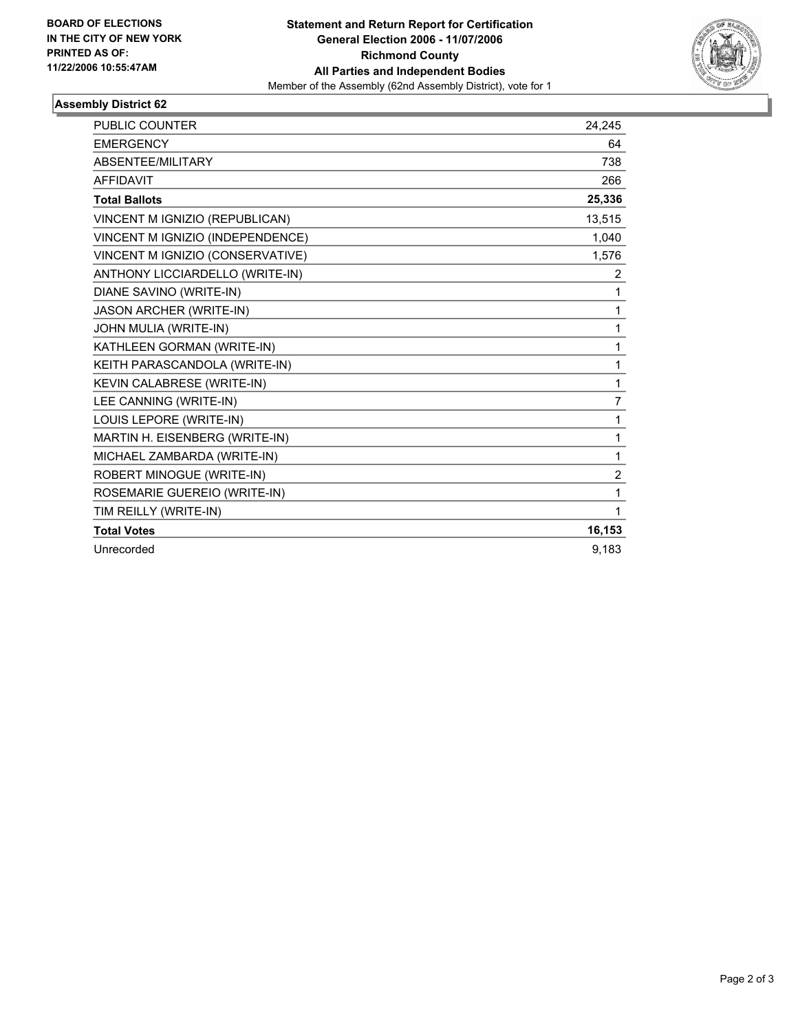**BOARD OF ELECTIONS IN THE CITY OF NEW YORK PRINTED AS OF: 11/22/2006 10:55:47AM**

**Statement and Return Report for Certification**
**General Election 2006 - 11/07/2006**
**Richmond County**
**All Parties and Independent Bodies**
Member of the Assembly (62nd Assembly District), vote for 1

## Assembly District 62

| | |
|---|---|
| PUBLIC COUNTER | 24,245 |
| EMERGENCY | 64 |
| ABSENTEE/MILITARY | 738 |
| AFFIDAVIT | 266 |
| **Total Ballots** | **25,336** |
| VINCENT M IGNIZIO (REPUBLICAN) | 13,515 |
| VINCENT M IGNIZIO (INDEPENDENCE) | 1,040 |
| VINCENT M IGNIZIO (CONSERVATIVE) | 1,576 |
| ANTHONY LICCIARDELLO (WRITE-IN) | 2 |
| DIANE SAVINO (WRITE-IN) | 1 |
| JASON ARCHER (WRITE-IN) | 1 |
| JOHN MULIA (WRITE-IN) | 1 |
| KATHLEEN GORMAN (WRITE-IN) | 1 |
| KEITH PARASCANDOLA (WRITE-IN) | 1 |
| KEVIN CALABRESE (WRITE-IN) | 1 |
| LEE CANNING (WRITE-IN) | 7 |
| LOUIS LEPORE (WRITE-IN) | 1 |
| MARTIN H. EISENBERG (WRITE-IN) | 1 |
| MICHAEL ZAMBARDA (WRITE-IN) | 1 |
| ROBERT MINOGUE (WRITE-IN) | 2 |
| ROSEMARIE GUEREIO (WRITE-IN) | 1 |
| TIM REILLY (WRITE-IN) | 1 |
| **Total Votes** | **16,153** |
| Unrecorded | 9,183 |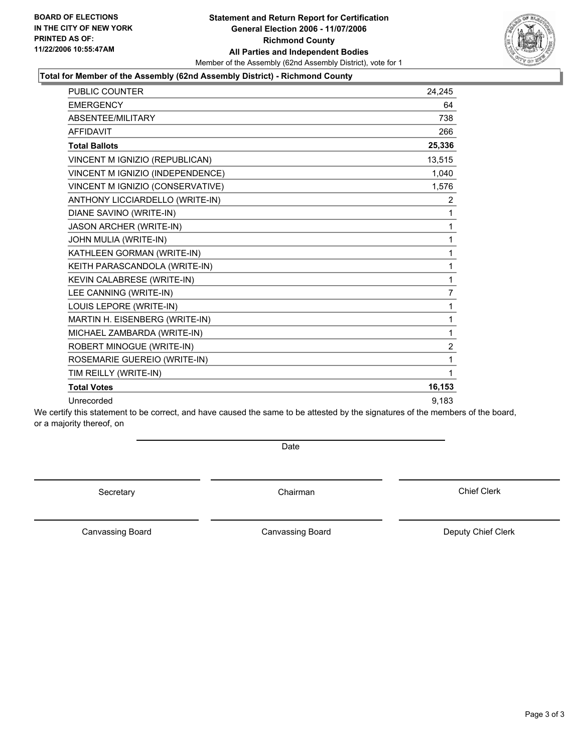**BOARD OF ELECTIONS IN THE CITY OF NEW YORK PRINTED AS OF: 11/22/2006 10:55:47AM**

**Statement and Return Report for Certification**
**General Election 2006 - 11/07/2006**
**Richmond County**
**All Parties and Independent Bodies**
Member of the Assembly (62nd Assembly District), vote for 1

### Total for Member of the Assembly (62nd Assembly District) - Richmond County

| | |
|---|---|
| PUBLIC COUNTER | 24,245 |
| EMERGENCY | 64 |
| ABSENTEE/MILITARY | 738 |
| AFFIDAVIT | 266 |
| **Total Ballots** | **25,336** |
| VINCENT M IGNIZIO (REPUBLICAN) | 13,515 |
| VINCENT M IGNIZIO (INDEPENDENCE) | 1,040 |
| VINCENT M IGNIZIO (CONSERVATIVE) | 1,576 |
| ANTHONY LICCIARDELLO (WRITE-IN) | 2 |
| DIANE SAVINO (WRITE-IN) | 1 |
| JASON ARCHER (WRITE-IN) | 1 |
| JOHN MULIA (WRITE-IN) | 1 |
| KATHLEEN GORMAN (WRITE-IN) | 1 |
| KEITH PARASCANDOLA (WRITE-IN) | 1 |
| KEVIN CALABRESE (WRITE-IN) | 1 |
| LEE CANNING (WRITE-IN) | 7 |
| LOUIS LEPORE (WRITE-IN) | 1 |
| MARTIN H. EISENBERG (WRITE-IN) | 1 |
| MICHAEL ZAMBARDA (WRITE-IN) | 1 |
| ROBERT MINOGUE (WRITE-IN) | 2 |
| ROSEMARIE GUEREIO (WRITE-IN) | 1 |
| TIM REILLY (WRITE-IN) | 1 |
| **Total Votes** | **16,153** |
| Unrecorded | 9,183 |

We certify this statement to be correct, and have caused the same to be attested by the signatures of the members of the board, or a majority thereof, on

Date

Secretary

Chairman

Chief Clerk

Canvassing Board

Canvassing Board

Deputy Chief Clerk